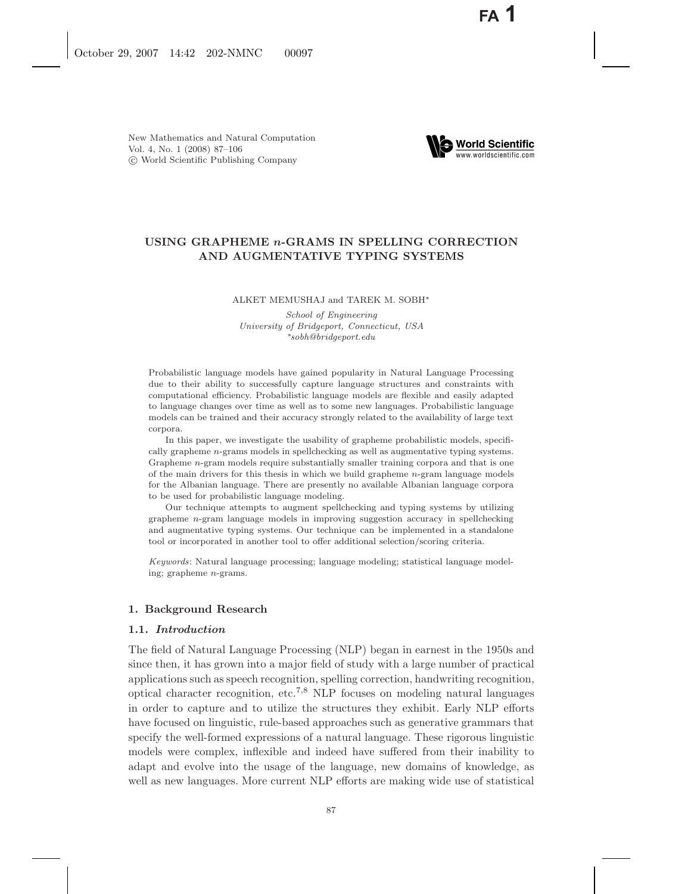# USING GRAPHEME $n$-GRAMS IN SPELLING CORRECTION AND AUGMENTATIVE TYPING SYSTEMS

ALKET MEMUSHAJ and TAREK M. SOBH*

*School of Engineering*
*University of Bridgeport, Connecticut, USA*
*\*sobh@bridgeport.edu*

Probabilistic language models have gained popularity in Natural Language Processing due to their ability to successfully capture language structures and constraints with computational efficiency. Probabilistic language models are flexible and easily adapted to language changes over time as well as to some new languages. Probabilistic language models can be trained and their accuracy strongly related to the availability of large text corpora.

In this paper, we investigate the usability of grapheme probabilistic models, specifically grapheme $n$-grams models in spellchecking as well as augmentative typing systems. Grapheme $n$-gram models require substantially smaller training corpora and that is one of the main drivers for this thesis in which we build grapheme $n$-gram language models for the Albanian language. There are presently no available Albanian language corpora to be used for probabilistic language modeling.

Our technique attempts to augment spellchecking and typing systems by utilizing grapheme $n$-gram language models in improving suggestion accuracy in spellchecking and augmentative typing systems. Our technique can be implemented in a standalone tool or incorporated in another tool to offer additional selection/scoring criteria.

*Keywords*: Natural language processing; language modeling; statistical language modeling; grapheme $n$-grams.

## 1. Background Research

### 1.1. *Introduction*

The field of Natural Language Processing (NLP) began in earnest in the 1950s and since then, it has grown into a major field of study with a large number of practical applications such as speech recognition, spelling correction, handwriting recognition, optical character recognition, etc.[7,8] NLP focuses on modeling natural languages in order to capture and to utilize the structures they exhibit. Early NLP efforts have focused on linguistic, rule-based approaches such as generative grammars that specify the well-formed expressions of a natural language. These rigorous linguistic models were complex, inflexible and indeed have suffered from their inability to adapt and evolve into the usage of the language, new domains of knowledge, as well as new languages. More current NLP efforts are making wide use of statistical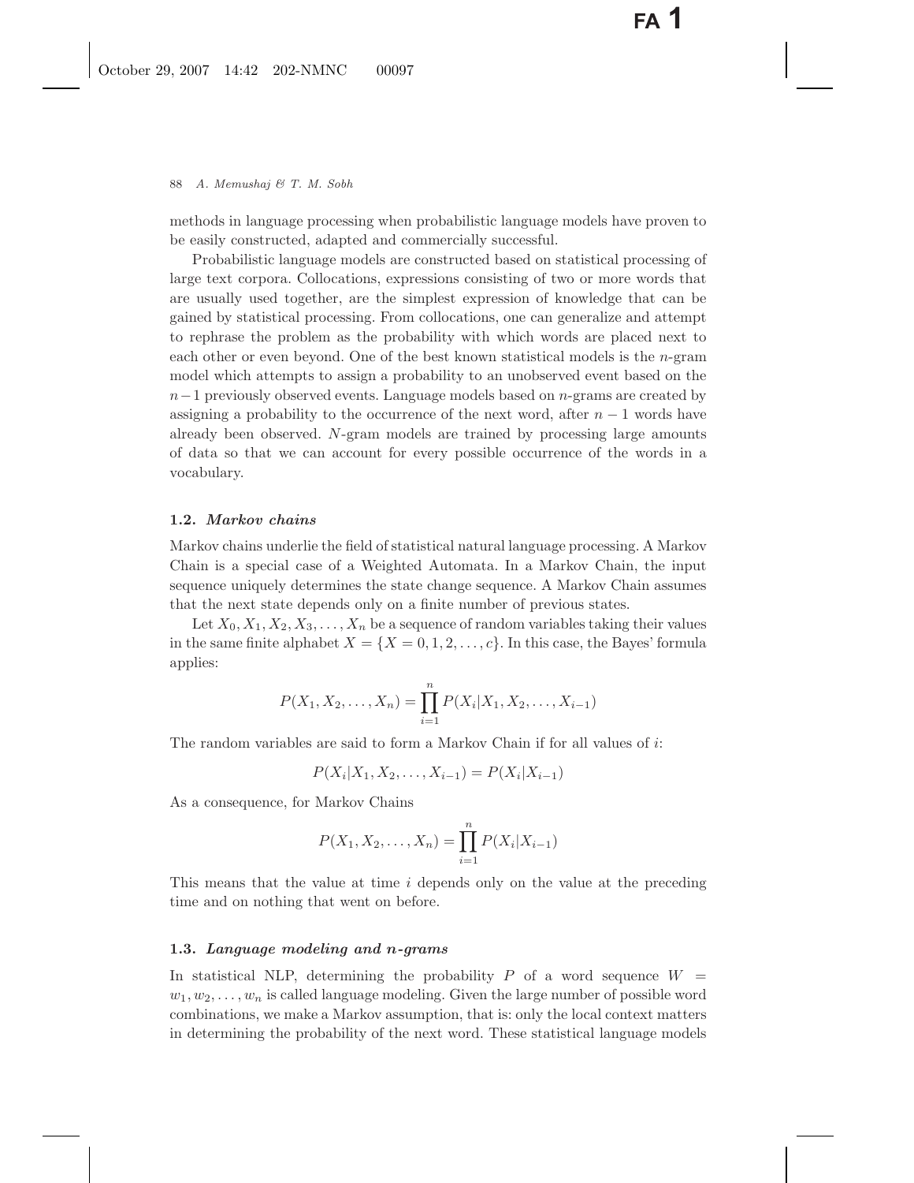methods in language processing when probabilistic language models have proven to be easily constructed, adapted and commercially successful.

Probabilistic language models are constructed based on statistical processing of large text corpora. Collocations, expressions consisting of two or more words that are usually used together, are the simplest expression of knowledge that can be gained by statistical processing. From collocations, one can generalize and attempt to rephrase the problem as the probability with which words are placed next to each other or even beyond. One of the best known statistical models is the $n$-gram model which attempts to assign a probability to an unobserved event based on the $n-1$ previously observed events. Language models based on $n$-grams are created by assigning a probability to the occurrence of the next word, after $n-1$ words have already been observed. $N$-gram models are trained by processing large amounts of data so that we can account for every possible occurrence of the words in a vocabulary.

### 1.2. *Markov chains*

Markov chains underlie the field of statistical natural language processing. A Markov Chain is a special case of a Weighted Automata. In a Markov Chain, the input sequence uniquely determines the state change sequence. A Markov Chain assumes that the next state depends only on a finite number of previous states.

Let $X_0, X_1, X_2, X_3, \ldots, X_n$ be a sequence of random variables taking their values in the same finite alphabet $X = \{X = 0, 1, 2, \ldots, c\}$. In this case, the Bayes' formula applies:

$$P(X_1, X_2, \ldots, X_n) = \prod_{i=1}^{n} P(X_i | X_1, X_2, \ldots, X_{i-1})$$

The random variables are said to form a Markov Chain if for all values of $i$:

$$P(X_i | X_1, X_2, \ldots, X_{i-1}) = P(X_i | X_{i-1})$$

As a consequence, for Markov Chains

$$P(X_1, X_2, \ldots, X_n) = \prod_{i=1}^{n} P(X_i | X_{i-1})$$

This means that the value at time $i$ depends only on the value at the preceding time and on nothing that went on before.

### 1.3. *Language modeling and n-grams*

In statistical NLP, determining the probability $P$ of a word sequence $W = w_1, w_2, \ldots, w_n$ is called language modeling. Given the large number of possible word combinations, we make a Markov assumption, that is: only the local context matters in determining the probability of the next word. These statistical language models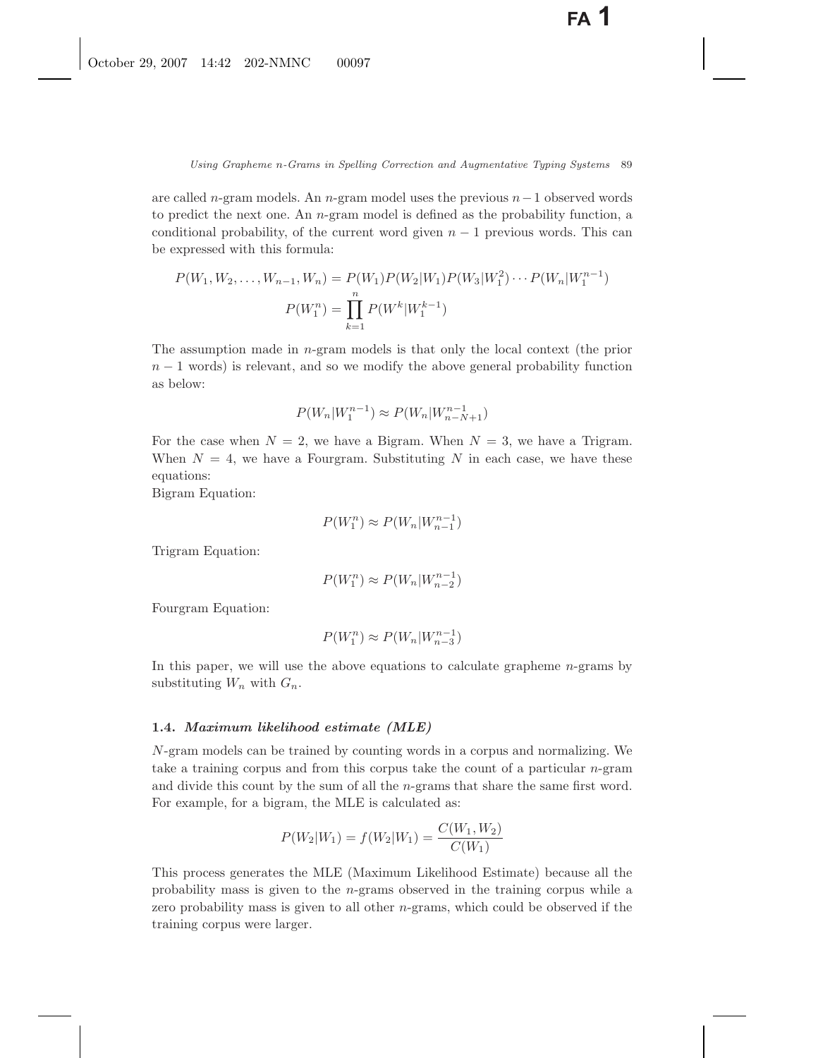are called $n$-gram models. An $n$-gram model uses the previous $n-1$ observed words to predict the next one. An $n$-gram model is defined as the probability function, a conditional probability, of the current word given $n-1$ previous words. This can be expressed with this formula:

$$P(W_1, W_2, \ldots, W_{n-1}, W_n) = P(W_1)P(W_2|W_1)P(W_3|W_1^2)\cdots P(W_n|W_1^{n-1})$$

$$P(W_1^n) = \prod_{k=1}^{n} P(W^k|W_1^{k-1})$$

The assumption made in $n$-gram models is that only the local context (the prior $n-1$ words) is relevant, and so we modify the above general probability function as below:

$$P(W_n|W_1^{n-1}) \approx P(W_n|W_{n-N+1}^{n-1})$$

For the case when $N = 2$, we have a Bigram. When $N = 3$, we have a Trigram. When $N = 4$, we have a Fourgram. Substituting $N$ in each case, we have these equations:

Bigram Equation:

$$P(W_1^n) \approx P(W_n|W_{n-1}^{n-1})$$

Trigram Equation:

$$P(W_1^n) \approx P(W_n|W_{n-2}^{n-1})$$

Fourgram Equation:

$$P(W_1^n) \approx P(W_n|W_{n-3}^{n-1})$$

In this paper, we will use the above equations to calculate grapheme $n$-grams by substituting $W_n$ with $G_n$.

### 1.4. *Maximum likelihood estimate (MLE)*

$N$-gram models can be trained by counting words in a corpus and normalizing. We take a training corpus and from this corpus take the count of a particular $n$-gram and divide this count by the sum of all the $n$-grams that share the same first word. For example, for a bigram, the MLE is calculated as:

$$P(W_2|W_1) = f(W_2|W_1) = \frac{C(W_1, W_2)}{C(W_1)}$$

This process generates the MLE (Maximum Likelihood Estimate) because all the probability mass is given to the $n$-grams observed in the training corpus while a zero probability mass is given to all other $n$-grams, which could be observed if the training corpus were larger.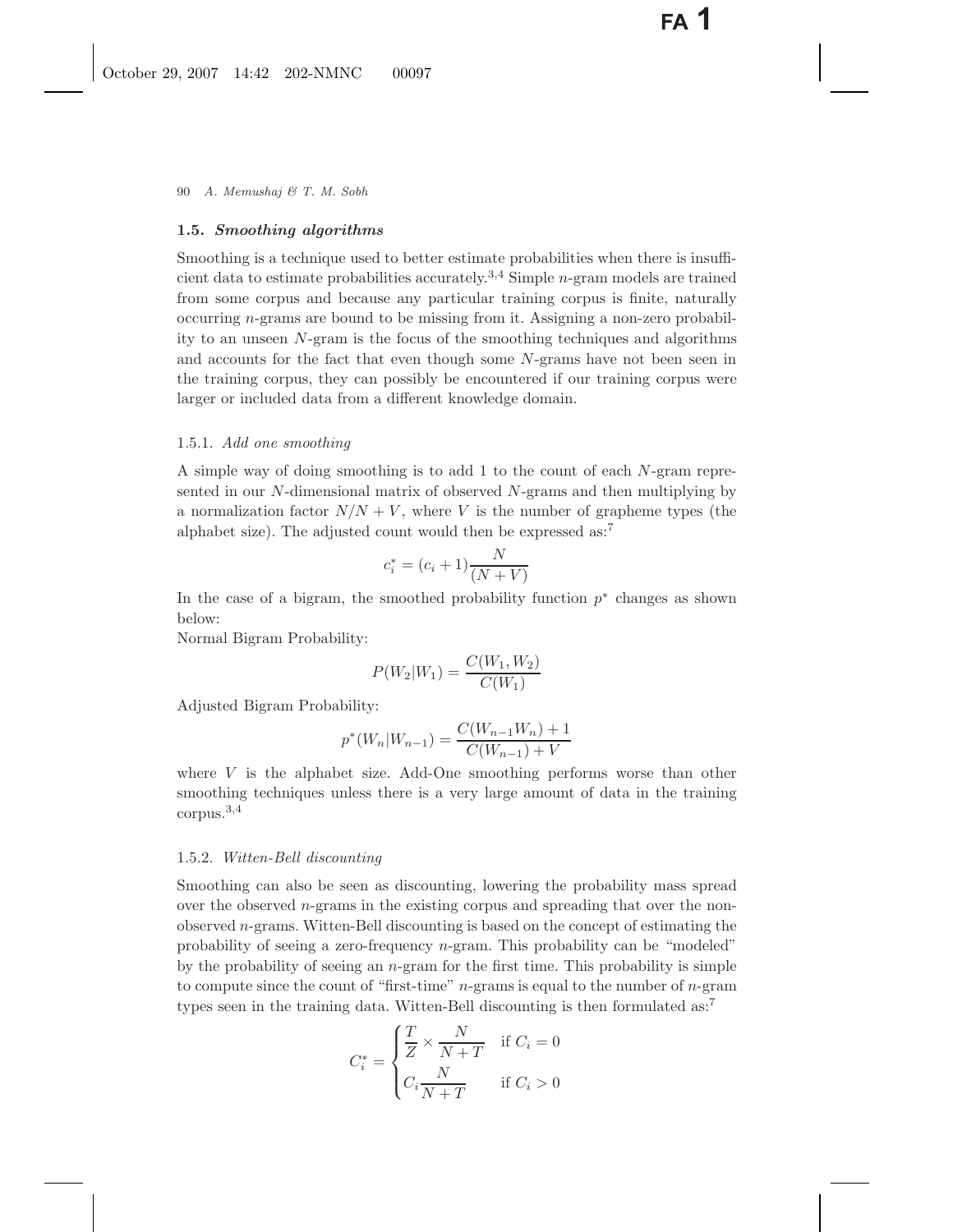### 1.5. *Smoothing algorithms*

Smoothing is a technique used to better estimate probabilities when there is insufficient data to estimate probabilities accurately.[3,4] Simple $n$-gram models are trained from some corpus and because any particular training corpus is finite, naturally occurring $n$-grams are bound to be missing from it. Assigning a non-zero probability to an unseen $N$-gram is the focus of the smoothing techniques and algorithms and accounts for the fact that even though some $N$-grams have not been seen in the training corpus, they can possibly be encountered if our training corpus were larger or included data from a different knowledge domain.

#### 1.5.1. *Add one smoothing*

A simple way of doing smoothing is to add 1 to the count of each $N$-gram represented in our $N$-dimensional matrix of observed $N$-grams and then multiplying by a normalization factor $N/N + V$, where $V$ is the number of grapheme types (the alphabet size). The adjusted count would then be expressed as:[7]

$$c_i^* = (c_i + 1)\frac{N}{(N + V)}$$

In the case of a bigram, the smoothed probability function $p^*$ changes as shown below:

Normal Bigram Probability:

$$P(W_2|W_1) = \frac{C(W_1, W_2)}{C(W_1)}$$

Adjusted Bigram Probability:

$$p^*(W_n|W_{n-1}) = \frac{C(W_{n-1}W_n) + 1}{C(W_{n-1}) + V}$$

where $V$ is the alphabet size. Add-One smoothing performs worse than other smoothing techniques unless there is a very large amount of data in the training corpus.[3,4]

#### 1.5.2. *Witten-Bell discounting*

Smoothing can also be seen as discounting, lowering the probability mass spread over the observed $n$-grams in the existing corpus and spreading that over the non-observed $n$-grams. Witten-Bell discounting is based on the concept of estimating the probability of seeing a zero-frequency $n$-gram. This probability can be "modeled" by the probability of seeing an $n$-gram for the first time. This probability is simple to compute since the count of "first-time" $n$-grams is equal to the number of $n$-gram types seen in the training data. Witten-Bell discounting is then formulated as:[7]

$$C_i^* = \begin{cases} \dfrac{T}{Z} \times \dfrac{N}{N + T} & \text{if } C_i = 0 \\ C_i \dfrac{N}{N + T} & \text{if } C_i > 0 \end{cases}$$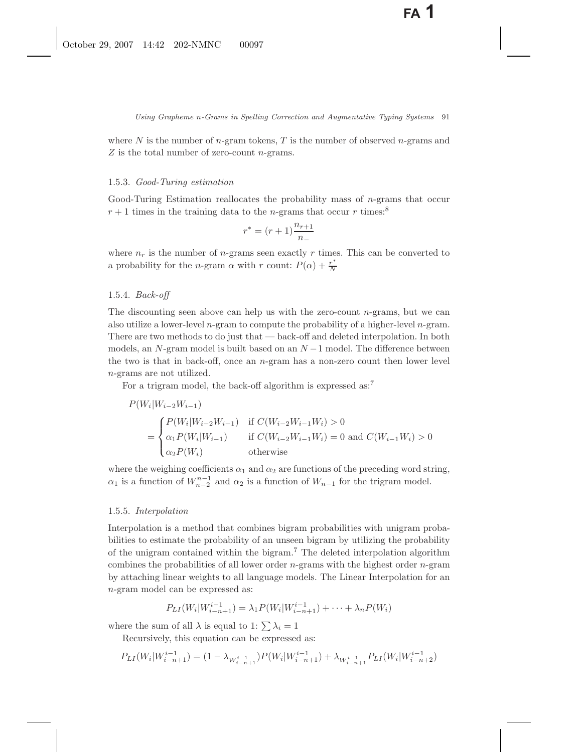where $N$ is the number of $n$-gram tokens, $T$ is the number of observed $n$-grams and $Z$ is the total number of zero-count $n$-grams.

### 1.5.3. *Good-Turing estimation*

Good-Turing Estimation reallocates the probability mass of $n$-grams that occur $r+1$ times in the training data to the $n$-grams that occur $r$ times:[8]

$$r^* = (r+1)\frac{n_{r+1}}{n_-}$$

where $n_r$ is the number of $n$-grams seen exactly $r$ times. This can be converted to a probability for the $n$-gram $\alpha$ with $r$ count: $P(\alpha) + \frac{r^*}{N}$

### 1.5.4. *Back-off*

The discounting seen above can help us with the zero-count $n$-grams, but we can also utilize a lower-level $n$-gram to compute the probability of a higher-level $n$-gram. There are two methods to do just that — back-off and deleted interpolation. In both models, an $N$-gram model is built based on an $N-1$ model. The difference between the two is that in back-off, once an $n$-gram has a non-zero count then lower level $n$-grams are not utilized.

For a trigram model, the back-off algorithm is expressed as:[7]

$$P(W_i|W_{i-2}W_{i-1}) = \begin{cases} P(W_i|W_{i-2}W_{i-1}) & \text{if } C(W_{i-2}W_{i-1}W_i) > 0 \\ \alpha_1 P(W_i|W_{i-1}) & \text{if } C(W_{i-2}W_{i-1}W_i) = 0 \text{ and } C(W_{i-1}W_i) > 0 \\ \alpha_2 P(W_i) & \text{otherwise} \end{cases}$$

where the weighing coefficients $\alpha_1$ and $\alpha_2$ are functions of the preceding word string, $\alpha_1$ is a function of $W_{n-2}^{n-1}$ and $\alpha_2$ is a function of $W_{n-1}$ for the trigram model.

### 1.5.5. *Interpolation*

Interpolation is a method that combines bigram probabilities with unigram probabilities to estimate the probability of an unseen bigram by utilizing the probability of the unigram contained within the bigram.[7] The deleted interpolation algorithm combines the probabilities of all lower order $n$-grams with the highest order $n$-gram by attaching linear weights to all language models. The Linear Interpolation for an $n$-gram model can be expressed as:

$$P_{LI}(W_i|W_{i-n+1}^{i-1}) = \lambda_1 P(W_i|W_{i-n+1}^{i-1}) + \cdots + \lambda_n P(W_i)$$

where the sum of all $\lambda$ is equal to 1: $\sum \lambda_i = 1$

Recursively, this equation can be expressed as:

$$P_{LI}(W_i|W_{i-n+1}^{i-1}) = (1 - \lambda_{W_{i-n+1}^{i-1}})P(W_i|W_{i-n+1}^{i-1}) + \lambda_{W_{i-n+1}^{i-1}} P_{LI}(W_i|W_{i-n+2}^{i-1})$$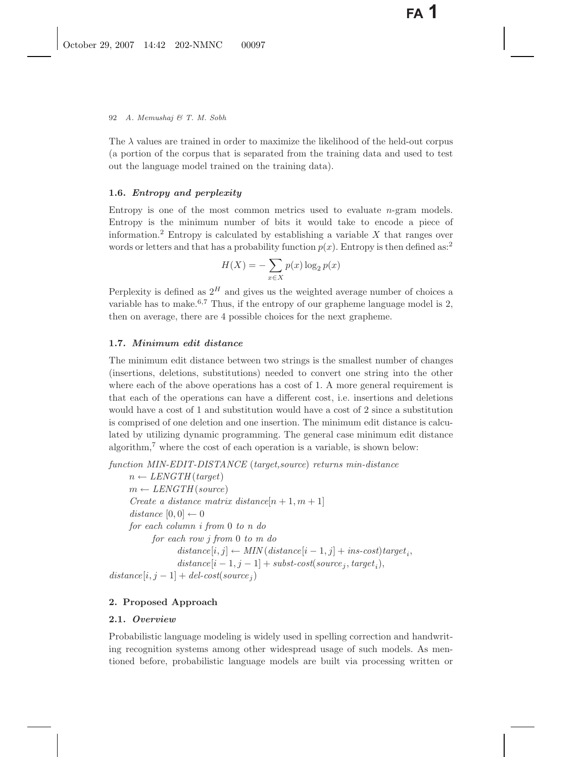The $\lambda$ values are trained in order to maximize the likelihood of the held-out corpus (a portion of the corpus that is separated from the training data and used to test out the language model trained on the training data).

### 1.6. *Entropy and perplexity*

Entropy is one of the most common metrics used to evaluate $n$-gram models. Entropy is the minimum number of bits it would take to encode a piece of information.[2] Entropy is calculated by establishing a variable $X$ that ranges over words or letters and that has a probability function $p(x)$. Entropy is then defined as:[2]

$$H(X) = -\sum_{x \in X} p(x) \log_2 p(x)$$

Perplexity is defined as $2^H$ and gives us the weighted average number of choices a variable has to make.[6,7] Thus, if the entropy of our grapheme language model is 2, then on average, there are 4 possible choices for the next grapheme.

### 1.7. *Minimum edit distance*

The minimum edit distance between two strings is the smallest number of changes (insertions, deletions, substitutions) needed to convert one string into the other where each of the above operations has a cost of 1. A more general requirement is that each of the operations can have a different cost, i.e. insertions and deletions would have a cost of 1 and substitution would have a cost of 2 since a substitution is comprised of one deletion and one insertion. The minimum edit distance is calculated by utilizing dynamic programming. The general case minimum edit distance algorithm,[7] where the cost of each operation is a variable, is shown below:

*function MIN-EDIT-DISTANCE (target,source) returns min-distance*
  $n \leftarrow LENGTH(target)$
  $m \leftarrow LENGTH(source)$
  *Create a distance matrix* $distance[n+1, m+1]$
  $distance\ [0, 0] \leftarrow 0$
  *for each column* $i$ *from* 0 *to* $n$ *do*
    *for each row* $j$ *from* 0 *to* $m$ *do*
      $distance[i, j] \leftarrow MIN(distance[i-1, j] + ins\text{-}cost)target_i,$
      $distance[i-1, j-1] + subst\text{-}cost(source_j, target_i),$
$distance[i, j-1] + del\text{-}cost(source_j)$

## 2. Proposed Approach

### 2.1. *Overview*

Probabilistic language modeling is widely used in spelling correction and handwriting recognition systems among other widespread usage of such models. As mentioned before, probabilistic language models are built via processing written or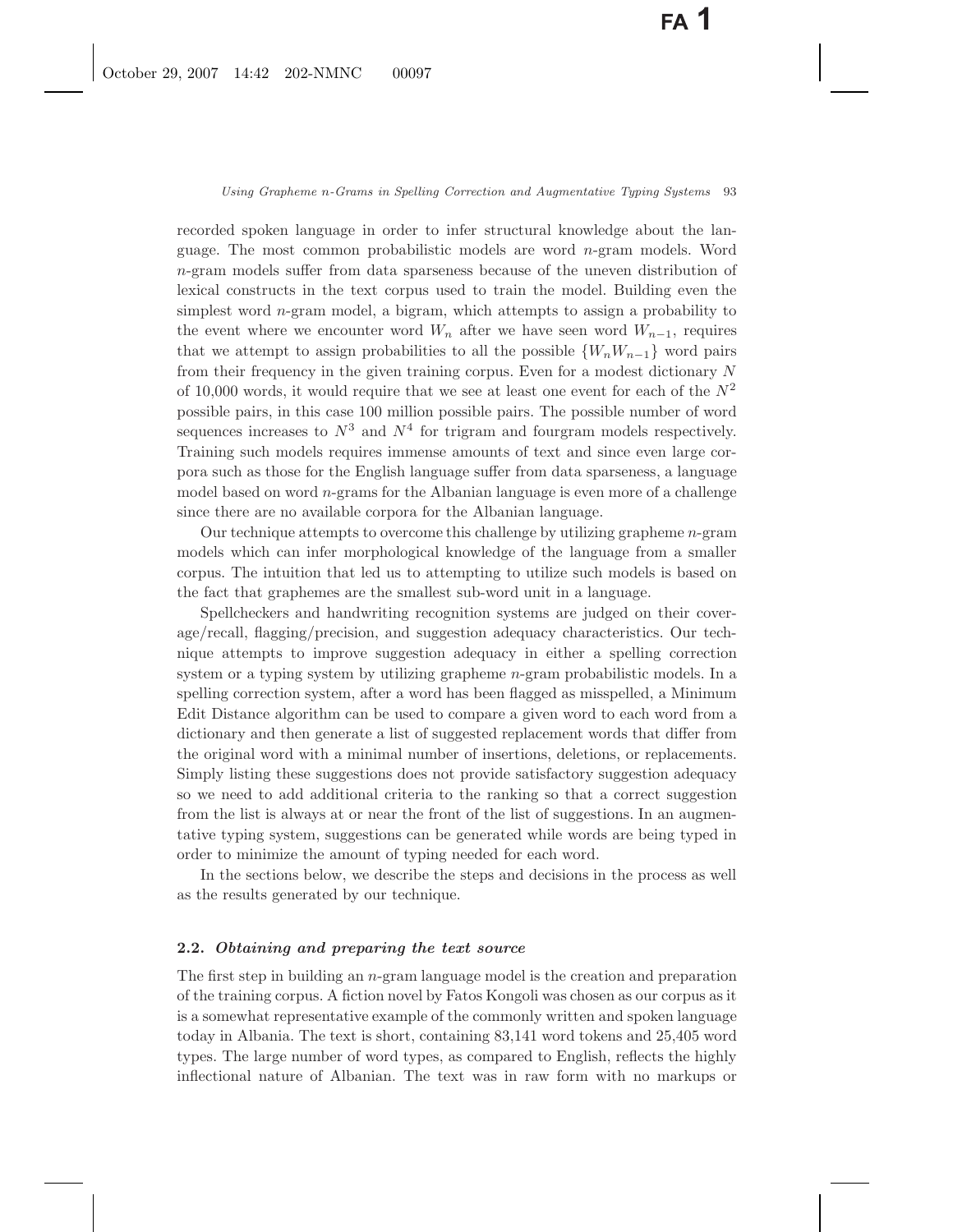recorded spoken language in order to infer structural knowledge about the language. The most common probabilistic models are word $n$-gram models. Word $n$-gram models suffer from data sparseness because of the uneven distribution of lexical constructs in the text corpus used to train the model. Building even the simplest word $n$-gram model, a bigram, which attempts to assign a probability to the event where we encounter word $W_n$ after we have seen word $W_{n-1}$, requires that we attempt to assign probabilities to all the possible $\{W_n W_{n-1}\}$ word pairs from their frequency in the given training corpus. Even for a modest dictionary $N$ of 10,000 words, it would require that we see at least one event for each of the $N^2$ possible pairs, in this case 100 million possible pairs. The possible number of word sequences increases to $N^3$ and $N^4$ for trigram and fourgram models respectively. Training such models requires immense amounts of text and since even large corpora such as those for the English language suffer from data sparseness, a language model based on word $n$-grams for the Albanian language is even more of a challenge since there are no available corpora for the Albanian language.

Our technique attempts to overcome this challenge by utilizing grapheme $n$-gram models which can infer morphological knowledge of the language from a smaller corpus. The intuition that led us to attempting to utilize such models is based on the fact that graphemes are the smallest sub-word unit in a language.

Spellcheckers and handwriting recognition systems are judged on their coverage/recall, flagging/precision, and suggestion adequacy characteristics. Our technique attempts to improve suggestion adequacy in either a spelling correction system or a typing system by utilizing grapheme $n$-gram probabilistic models. In a spelling correction system, after a word has been flagged as misspelled, a Minimum Edit Distance algorithm can be used to compare a given word to each word from a dictionary and then generate a list of suggested replacement words that differ from the original word with a minimal number of insertions, deletions, or replacements. Simply listing these suggestions does not provide satisfactory suggestion adequacy so we need to add additional criteria to the ranking so that a correct suggestion from the list is always at or near the front of the list of suggestions. In an augmentative typing system, suggestions can be generated while words are being typed in order to minimize the amount of typing needed for each word.

In the sections below, we describe the steps and decisions in the process as well as the results generated by our technique.

### 2.2. *Obtaining and preparing the text source*

The first step in building an $n$-gram language model is the creation and preparation of the training corpus. A fiction novel by Fatos Kongoli was chosen as our corpus as it is a somewhat representative example of the commonly written and spoken language today in Albania. The text is short, containing 83,141 word tokens and 25,405 word types. The large number of word types, as compared to English, reflects the highly inflectional nature of Albanian. The text was in raw form with no markups or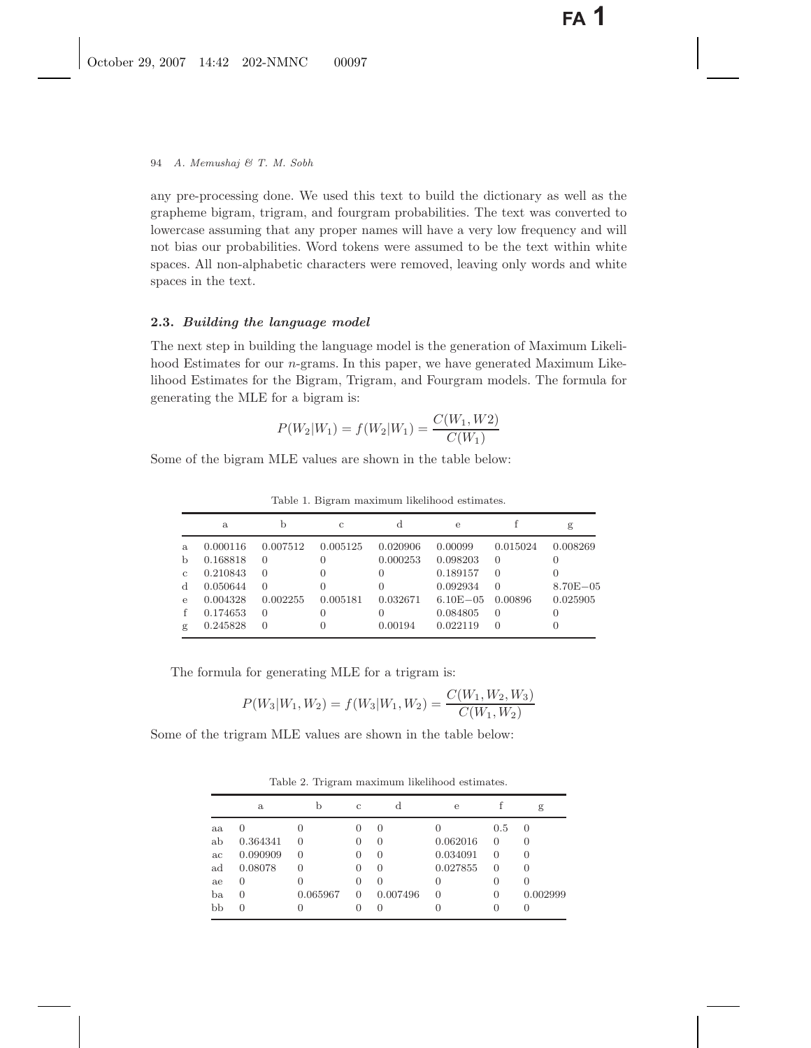any pre-processing done. We used this text to build the dictionary as well as the grapheme bigram, trigram, and fourgram probabilities. The text was converted to lowercase assuming that any proper names will have a very low frequency and will not bias our probabilities. Word tokens were assumed to be the text within white spaces. All non-alphabetic characters were removed, leaving only words and white spaces in the text.

### 2.3. *Building the language model*

The next step in building the language model is the generation of Maximum Likelihood Estimates for our *n*-grams. In this paper, we have generated Maximum Likelihood Estimates for the Bigram, Trigram, and Fourgram models. The formula for generating the MLE for a bigram is:

$$P(W_2|W_1) = f(W_2|W_1) = \frac{C(W_1, W2)}{C(W_1)}$$

Some of the bigram MLE values are shown in the table below:

Table 1. Bigram maximum likelihood estimates.

| | a | b | c | d | e | f | g |
|---|---|---|---|---|---|---|---|
| a | 0.000116 | 0.007512 | 0.005125 | 0.020906 | 0.00099 | 0.015024 | 0.008269 |
| b | 0.168818 | 0 | 0 | 0.000253 | 0.098203 | 0 | 0 |
| c | 0.210843 | 0 | 0 | 0 | 0.189157 | 0 | 0 |
| d | 0.050644 | 0 | 0 | 0 | 0.092934 | 0 | 8.70E−05 |
| e | 0.004328 | 0.002255 | 0.005181 | 0.032671 | 6.10E−05 | 0.00896 | 0.025905 |
| f | 0.174653 | 0 | 0 | 0 | 0.084805 | 0 | 0 |
| g | 0.245828 | 0 | 0 | 0.00194 | 0.022119 | 0 | 0 |

The formula for generating MLE for a trigram is:

$$P(W_3|W_1, W_2) = f(W_3|W_1, W_2) = \frac{C(W_1, W_2, W_3)}{C(W_1, W_2)}$$

Some of the trigram MLE values are shown in the table below:

Table 2. Trigram maximum likelihood estimates.

| | a | b | c | d | e | f | g |
|---|---|---|---|---|---|---|---|
| aa | 0 | 0 | 0 | 0 | 0 | 0.5 | 0 |
| ab | 0.364341 | 0 | 0 | 0 | 0.062016 | 0 | 0 |
| ac | 0.090909 | 0 | 0 | 0 | 0.034091 | 0 | 0 |
| ad | 0.08078 | 0 | 0 | 0 | 0.027855 | 0 | 0 |
| ae | 0 | 0 | 0 | 0 | 0 | 0 | 0 |
| ba | 0 | 0.065967 | 0 | 0.007496 | 0 | 0 | 0.002999 |
| bb | 0 | 0 | 0 | 0 | 0 | 0 | 0 |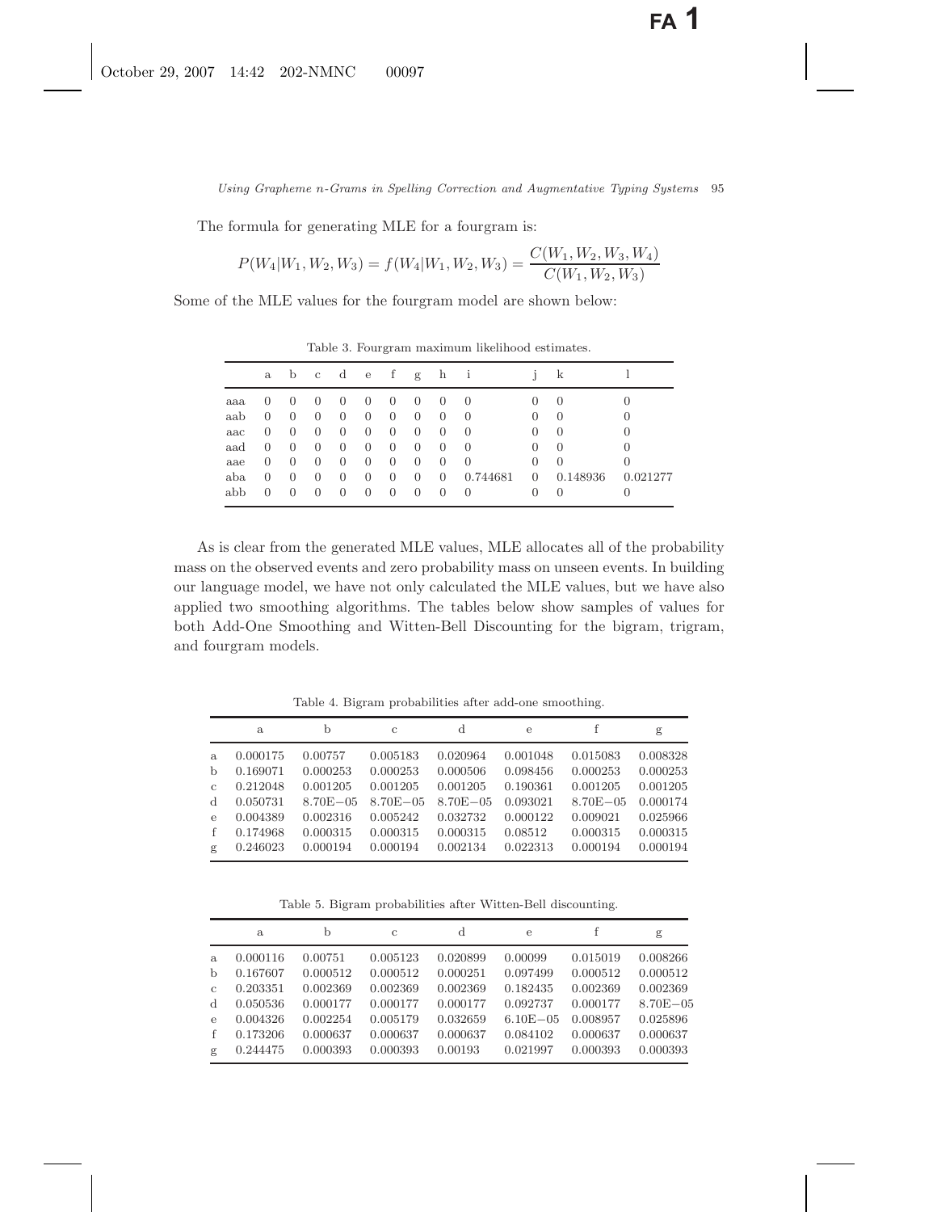The formula for generating MLE for a fourgram is:

$$P(W_4|W_1, W_2, W_3) = f(W_4|W_1, W_2, W_3) = \frac{C(W_1, W_2, W_3, W_4)}{C(W_1, W_2, W_3)}$$

Some of the MLE values for the fourgram model are shown below:

Table 3. Fourgram maximum likelihood estimates.

| | a | b | c | d | e | f | g | h | i | j | k | l |
|---|---|---|---|---|---|---|---|---|---|---|---|---|
| aaa | 0 | 0 | 0 | 0 | 0 | 0 | 0 | 0 | 0 | 0 | 0 | 0 |
| aab | 0 | 0 | 0 | 0 | 0 | 0 | 0 | 0 | 0 | 0 | 0 | 0 |
| aac | 0 | 0 | 0 | 0 | 0 | 0 | 0 | 0 | 0 | 0 | 0 | 0 |
| aad | 0 | 0 | 0 | 0 | 0 | 0 | 0 | 0 | 0 | 0 | 0 | 0 |
| aae | 0 | 0 | 0 | 0 | 0 | 0 | 0 | 0 | 0 | 0 | 0 | 0 |
| aba | 0 | 0 | 0 | 0 | 0 | 0 | 0 | 0 | 0.744681 | 0 | 0.148936 | 0.021277 |
| abb | 0 | 0 | 0 | 0 | 0 | 0 | 0 | 0 | 0 | 0 | 0 | 0 |

As is clear from the generated MLE values, MLE allocates all of the probability mass on the observed events and zero probability mass on unseen events. In building our language model, we have not only calculated the MLE values, but we have also applied two smoothing algorithms. The tables below show samples of values for both Add-One Smoothing and Witten-Bell Discounting for the bigram, trigram, and fourgram models.

Table 4. Bigram probabilities after add-one smoothing.

| | a | b | c | d | e | f | g |
|---|---|---|---|---|---|---|---|
| a | 0.000175 | 0.00757 | 0.005183 | 0.020964 | 0.001048 | 0.015083 | 0.008328 |
| b | 0.169071 | 0.000253 | 0.000253 | 0.000506 | 0.098456 | 0.000253 | 0.000253 |
| c | 0.212048 | 0.001205 | 0.001205 | 0.001205 | 0.190361 | 0.001205 | 0.001205 |
| d | 0.050731 | 8.70E−05 | 8.70E−05 | 8.70E−05 | 0.093021 | 8.70E−05 | 0.000174 |
| e | 0.004389 | 0.002316 | 0.005242 | 0.032732 | 0.000122 | 0.009021 | 0.025966 |
| f | 0.174968 | 0.000315 | 0.000315 | 0.000315 | 0.08512 | 0.000315 | 0.000315 |
| g | 0.246023 | 0.000194 | 0.000194 | 0.002134 | 0.022313 | 0.000194 | 0.000194 |

Table 5. Bigram probabilities after Witten-Bell discounting.

| | a | b | c | d | e | f | g |
|---|---|---|---|---|---|---|---|
| a | 0.000116 | 0.00751 | 0.005123 | 0.020899 | 0.00099 | 0.015019 | 0.008266 |
| b | 0.167607 | 0.000512 | 0.000512 | 0.000251 | 0.097499 | 0.000512 | 0.000512 |
| c | 0.203351 | 0.002369 | 0.002369 | 0.002369 | 0.182435 | 0.002369 | 0.002369 |
| d | 0.050536 | 0.000177 | 0.000177 | 0.000177 | 0.092737 | 0.000177 | 8.70E−05 |
| e | 0.004326 | 0.002254 | 0.005179 | 0.032659 | 6.10E−05 | 0.008957 | 0.025896 |
| f | 0.173206 | 0.000637 | 0.000637 | 0.000637 | 0.084102 | 0.000637 | 0.000637 |
| g | 0.244475 | 0.000393 | 0.000393 | 0.00193 | 0.021997 | 0.000393 | 0.000393 |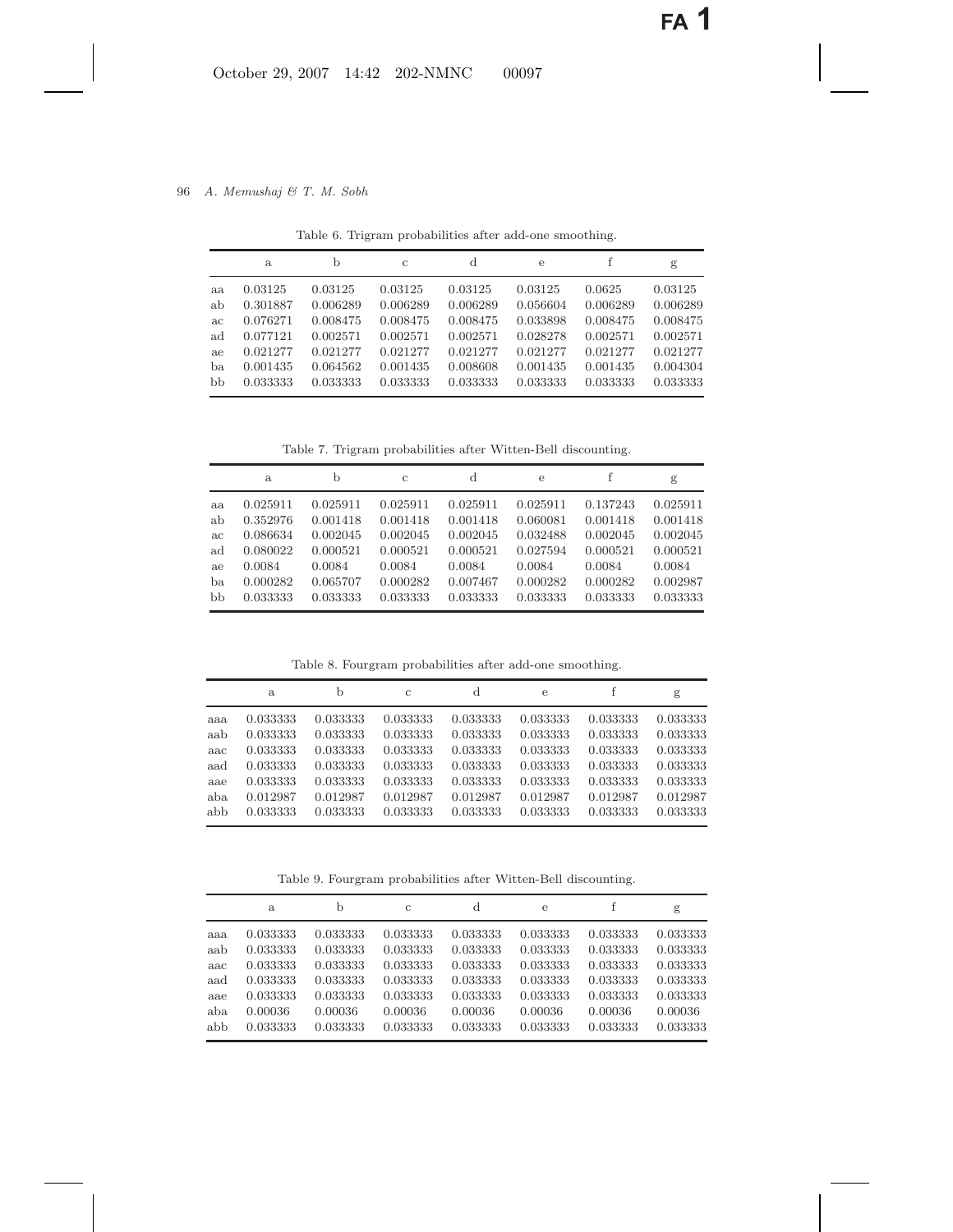Table 6. Trigram probabilities after add-one smoothing.

| | a | b | c | d | e | f | g |
|---|---|---|---|---|---|---|---|
| aa | 0.03125 | 0.03125 | 0.03125 | 0.03125 | 0.03125 | 0.0625 | 0.03125 |
| ab | 0.301887 | 0.006289 | 0.006289 | 0.006289 | 0.056604 | 0.006289 | 0.006289 |
| ac | 0.076271 | 0.008475 | 0.008475 | 0.008475 | 0.033898 | 0.008475 | 0.008475 |
| ad | 0.077121 | 0.002571 | 0.002571 | 0.002571 | 0.028278 | 0.002571 | 0.002571 |
| ae | 0.021277 | 0.021277 | 0.021277 | 0.021277 | 0.021277 | 0.021277 | 0.021277 |
| ba | 0.001435 | 0.064562 | 0.001435 | 0.008608 | 0.001435 | 0.001435 | 0.004304 |
| bb | 0.033333 | 0.033333 | 0.033333 | 0.033333 | 0.033333 | 0.033333 | 0.033333 |

Table 7. Trigram probabilities after Witten-Bell discounting.

| | a | b | c | d | e | f | g |
|---|---|---|---|---|---|---|---|
| aa | 0.025911 | 0.025911 | 0.025911 | 0.025911 | 0.025911 | 0.137243 | 0.025911 |
| ab | 0.352976 | 0.001418 | 0.001418 | 0.001418 | 0.060081 | 0.001418 | 0.001418 |
| ac | 0.086634 | 0.002045 | 0.002045 | 0.002045 | 0.032488 | 0.002045 | 0.002045 |
| ad | 0.080022 | 0.000521 | 0.000521 | 0.000521 | 0.027594 | 0.000521 | 0.000521 |
| ae | 0.0084 | 0.0084 | 0.0084 | 0.0084 | 0.0084 | 0.0084 | 0.0084 |
| ba | 0.000282 | 0.065707 | 0.000282 | 0.007467 | 0.000282 | 0.000282 | 0.002987 |
| bb | 0.033333 | 0.033333 | 0.033333 | 0.033333 | 0.033333 | 0.033333 | 0.033333 |

Table 8. Fourgram probabilities after add-one smoothing.

| | a | b | c | d | e | f | g |
|---|---|---|---|---|---|---|---|
| aaa | 0.033333 | 0.033333 | 0.033333 | 0.033333 | 0.033333 | 0.033333 | 0.033333 |
| aab | 0.033333 | 0.033333 | 0.033333 | 0.033333 | 0.033333 | 0.033333 | 0.033333 |
| aac | 0.033333 | 0.033333 | 0.033333 | 0.033333 | 0.033333 | 0.033333 | 0.033333 |
| aad | 0.033333 | 0.033333 | 0.033333 | 0.033333 | 0.033333 | 0.033333 | 0.033333 |
| aae | 0.033333 | 0.033333 | 0.033333 | 0.033333 | 0.033333 | 0.033333 | 0.033333 |
| aba | 0.012987 | 0.012987 | 0.012987 | 0.012987 | 0.012987 | 0.012987 | 0.012987 |
| abb | 0.033333 | 0.033333 | 0.033333 | 0.033333 | 0.033333 | 0.033333 | 0.033333 |

Table 9. Fourgram probabilities after Witten-Bell discounting.

| | a | b | c | d | e | f | g |
|---|---|---|---|---|---|---|---|
| aaa | 0.033333 | 0.033333 | 0.033333 | 0.033333 | 0.033333 | 0.033333 | 0.033333 |
| aab | 0.033333 | 0.033333 | 0.033333 | 0.033333 | 0.033333 | 0.033333 | 0.033333 |
| aac | 0.033333 | 0.033333 | 0.033333 | 0.033333 | 0.033333 | 0.033333 | 0.033333 |
| aad | 0.033333 | 0.033333 | 0.033333 | 0.033333 | 0.033333 | 0.033333 | 0.033333 |
| aae | 0.033333 | 0.033333 | 0.033333 | 0.033333 | 0.033333 | 0.033333 | 0.033333 |
| aba | 0.00036 | 0.00036 | 0.00036 | 0.00036 | 0.00036 | 0.00036 | 0.00036 |
| abb | 0.033333 | 0.033333 | 0.033333 | 0.033333 | 0.033333 | 0.033333 | 0.033333 |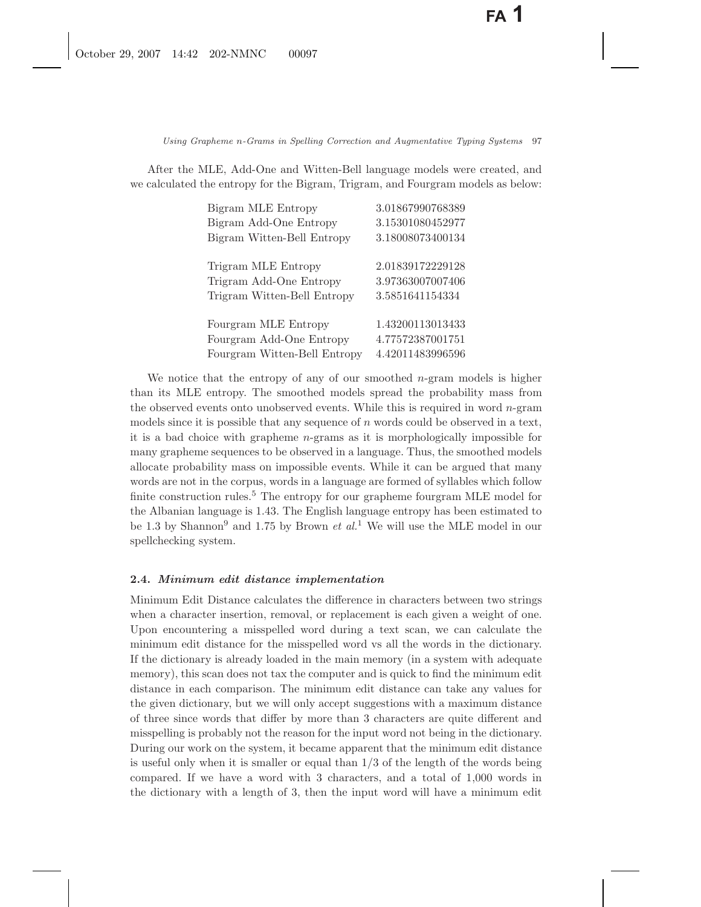After the MLE, Add-One and Witten-Bell language models were created, and we calculated the entropy for the Bigram, Trigram, and Fourgram models as below:

| | |
|---|---|
| Bigram MLE Entropy | 3.01867990768389 |
| Bigram Add-One Entropy | 3.15301080452977 |
| Bigram Witten-Bell Entropy | 3.18008073400134 |
| | |
| Trigram MLE Entropy | 2.01839172229128 |
| Trigram Add-One Entropy | 3.97363007007406 |
| Trigram Witten-Bell Entropy | 3.5851641154334 |
| | |
| Fourgram MLE Entropy | 1.43200113013433 |
| Fourgram Add-One Entropy | 4.77572387001751 |
| Fourgram Witten-Bell Entropy | 4.42011483996596 |

We notice that the entropy of any of our smoothed $n$-gram models is higher than its MLE entropy. The smoothed models spread the probability mass from the observed events onto unobserved events. While this is required in word $n$-gram models since it is possible that any sequence of $n$ words could be observed in a text, it is a bad choice with grapheme $n$-grams as it is morphologically impossible for many grapheme sequences to be observed in a language. Thus, the smoothed models allocate probability mass on impossible events. While it can be argued that many words are not in the corpus, words in a language are formed of syllables which follow finite construction rules.[5] The entropy for our grapheme fourgram MLE model for the Albanian language is 1.43. The English language entropy has been estimated to be 1.3 by Shannon[9] and 1.75 by Brown *et al.*[1] We will use the MLE model in our spellchecking system.

### 2.4. *Minimum edit distance implementation*

Minimum Edit Distance calculates the difference in characters between two strings when a character insertion, removal, or replacement is each given a weight of one. Upon encountering a misspelled word during a text scan, we can calculate the minimum edit distance for the misspelled word vs all the words in the dictionary. If the dictionary is already loaded in the main memory (in a system with adequate memory), this scan does not tax the computer and is quick to find the minimum edit distance in each comparison. The minimum edit distance can take any values for the given dictionary, but we will only accept suggestions with a maximum distance of three since words that differ by more than 3 characters are quite different and misspelling is probably not the reason for the input word not being in the dictionary. During our work on the system, it became apparent that the minimum edit distance is useful only when it is smaller or equal than 1/3 of the length of the words being compared. If we have a word with 3 characters, and a total of 1,000 words in the dictionary with a length of 3, then the input word will have a minimum edit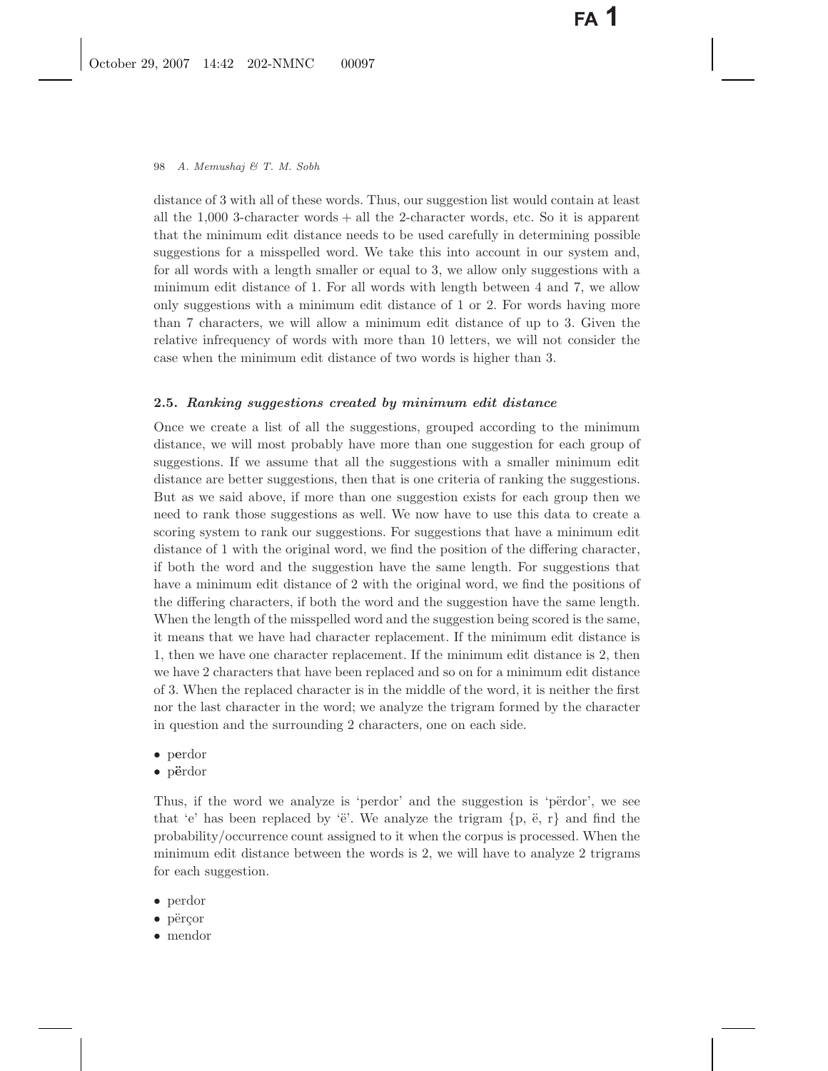distance of 3 with all of these words. Thus, our suggestion list would contain at least all the 1,000 3-character words + all the 2-character words, etc. So it is apparent that the minimum edit distance needs to be used carefully in determining possible suggestions for a misspelled word. We take this into account in our system and, for all words with a length smaller or equal to 3, we allow only suggestions with a minimum edit distance of 1. For all words with length between 4 and 7, we allow only suggestions with a minimum edit distance of 1 or 2. For words having more than 7 characters, we will allow a minimum edit distance of up to 3. Given the relative infrequency of words with more than 10 letters, we will not consider the case when the minimum edit distance of two words is higher than 3.

### 2.5. *Ranking suggestions created by minimum edit distance*

Once we create a list of all the suggestions, grouped according to the minimum distance, we will most probably have more than one suggestion for each group of suggestions. If we assume that all the suggestions with a smaller minimum edit distance are better suggestions, then that is one criteria of ranking the suggestions. But as we said above, if more than one suggestion exists for each group then we need to rank those suggestions as well. We now have to use this data to create a scoring system to rank our suggestions. For suggestions that have a minimum edit distance of 1 with the original word, we find the position of the differing character, if both the word and the suggestion have the same length. For suggestions that have a minimum edit distance of 2 with the original word, we find the positions of the differing characters, if both the word and the suggestion have the same length. When the length of the misspelled word and the suggestion being scored is the same, it means that we have had character replacement. If the minimum edit distance is 1, then we have one character replacement. If the minimum edit distance is 2, then we have 2 characters that have been replaced and so on for a minimum edit distance of 3. When the replaced character is in the middle of the word, it is neither the first nor the last character in the word; we analyze the trigram formed by the character in question and the surrounding 2 characters, one on each side.

- p**e**rdor
- p**ë**rdor

Thus, if the word we analyze is 'perdor' and the suggestion is 'përdor', we see that 'e' has been replaced by 'ë'. We analyze the trigram {p, ë, r} and find the probability/occurrence count assigned to it when the corpus is processed. When the minimum edit distance between the words is 2, we will have to analyze 2 trigrams for each suggestion.

- perdor
- përçor
- mendor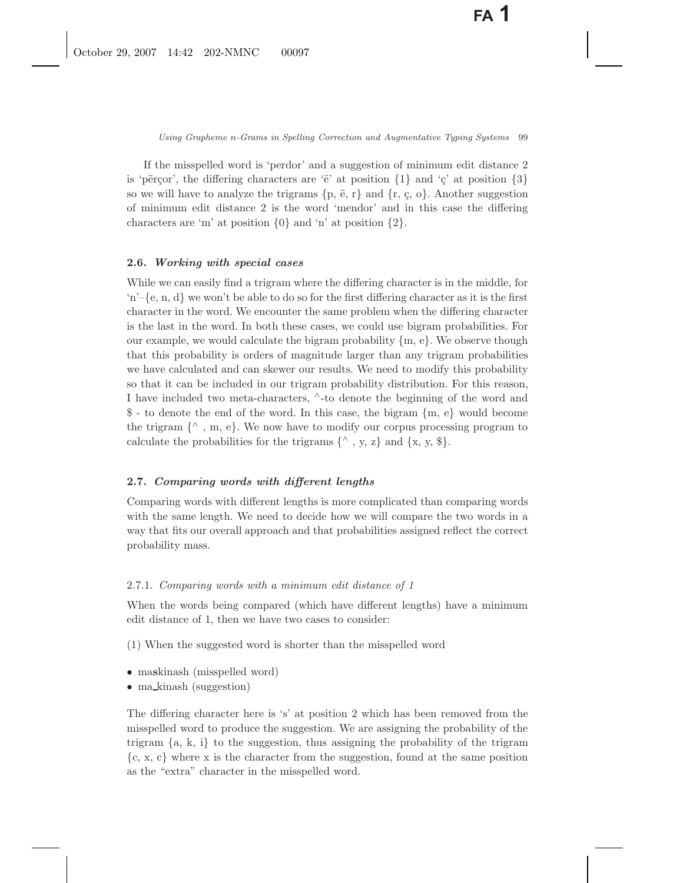If the misspelled word is ‘perdor’ and a suggestion of minimum edit distance 2 is ‘përçor’, the differing characters are ‘ë’ at position {1} and ‘ç’ at position {3} so we will have to analyze the trigrams {p, ë, r} and {r, ç, o}. Another suggestion of minimum edit distance 2 is the word ‘mendor’ and in this case the differing characters are ‘m’ at position {0} and ‘n’ at position {2}.

### 2.6. *Working with special cases*

While we can easily find a trigram where the differing character is in the middle, for ‘n’–{e, n, d} we won’t be able to do so for the first differing character as it is the first character in the word. We encounter the same problem when the differing character is the last in the word. In both these cases, we could use bigram probabilities. For our example, we would calculate the bigram probability {m, e}. We observe though that this probability is orders of magnitude larger than any trigram probabilities we have calculated and can skewer our results. We need to modify this probability so that it can be included in our trigram probability distribution. For this reason, I have included two meta-characters, ^-to denote the beginning of the word and $ - to denote the end of the word. In this case, the bigram {m, e} would become the trigram {^ , m, e}. We now have to modify our corpus processing program to calculate the probabilities for the trigrams {^ , y, z} and {x, y, $}.

### 2.7. *Comparing words with different lengths*

Comparing words with different lengths is more complicated than comparing words with the same length. We need to decide how we will compare the two words in a way that fits our overall approach and that probabilities assigned reflect the correct probability mass.

#### 2.7.1. *Comparing words with a minimum edit distance of 1*

When the words being compared (which have different lengths) have a minimum edit distance of 1, then we have two cases to consider:

(1) When the suggested word is shorter than the misspelled word

- ma**s**kinash (misspelled word)
- ma_kinash (suggestion)

The differing character here is ‘s’ at position 2 which has been removed from the misspelled word to produce the suggestion. We are assigning the probability of the trigram {a, k, i} to the suggestion, thus assigning the probability of the trigram {c, x, c} where x is the character from the suggestion, found at the same position as the “extra” character in the misspelled word.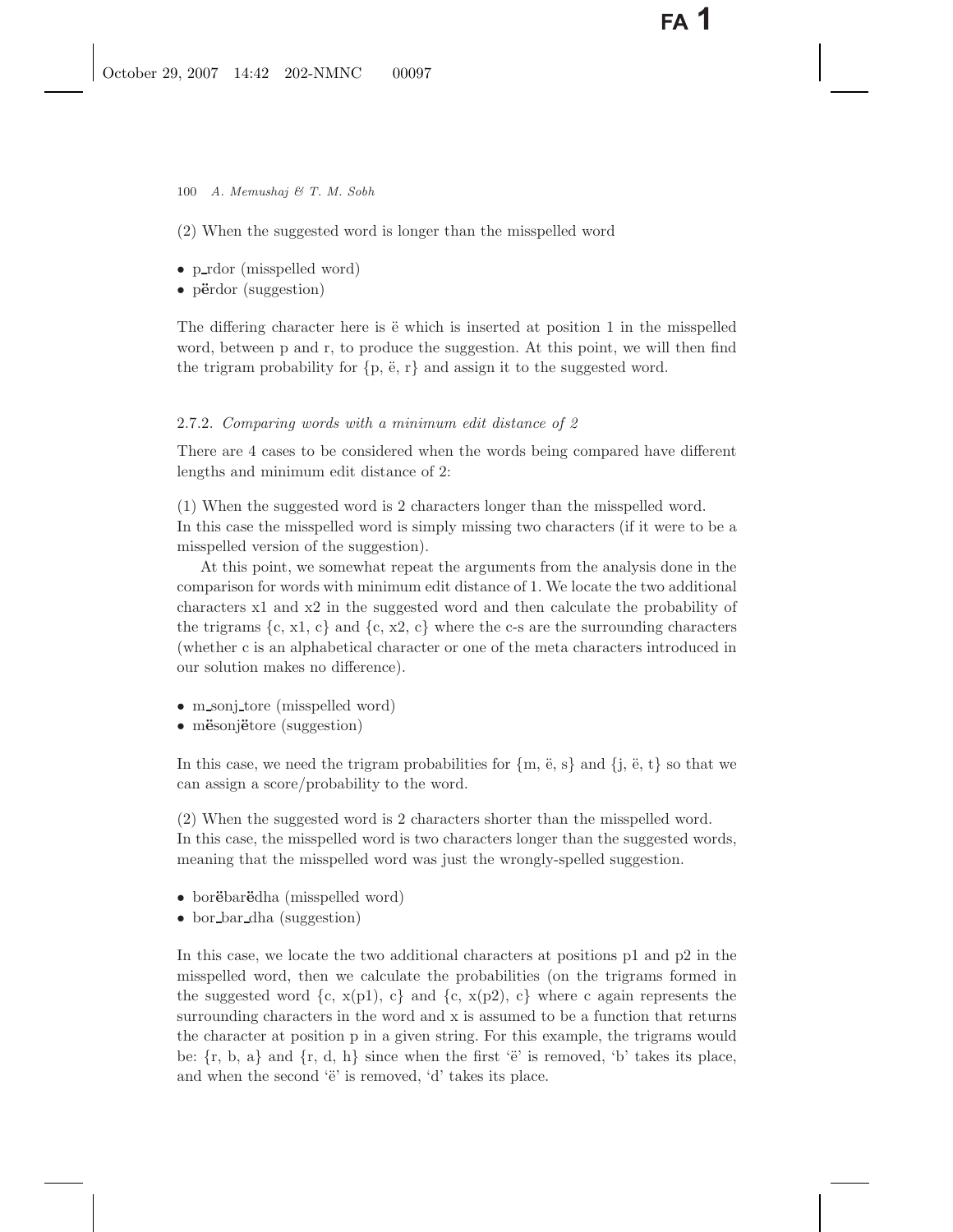(2) When the suggested word is longer than the misspelled word

- p_rdor (misspelled word)
- p**ë**rdor (suggestion)

The differing character here is ë which is inserted at position 1 in the misspelled word, between p and r, to produce the suggestion. At this point, we will then find the trigram probability for {p, ë, r} and assign it to the suggested word.

### 2.7.2. *Comparing words with a minimum edit distance of 2*

There are 4 cases to be considered when the words being compared have different lengths and minimum edit distance of 2:

(1) When the suggested word is 2 characters longer than the misspelled word.
In this case the misspelled word is simply missing two characters (if it were to be a misspelled version of the suggestion).

At this point, we somewhat repeat the arguments from the analysis done in the comparison for words with minimum edit distance of 1. We locate the two additional characters x1 and x2 in the suggested word and then calculate the probability of the trigrams {c, x1, c} and {c, x2, c} where the c-s are the surrounding characters (whether c is an alphabetical character or one of the meta characters introduced in our solution makes no difference).

- m_sonj_tore (misspelled word)
- m**ë**sonj**ë**tore (suggestion)

In this case, we need the trigram probabilities for {m, ë, s} and {j, ë, t} so that we can assign a score/probability to the word.

(2) When the suggested word is 2 characters shorter than the misspelled word.
In this case, the misspelled word is two characters longer than the suggested words, meaning that the misspelled word was just the wrongly-spelled suggestion.

- bor**ë**bar**ë**dha (misspelled word)
- bor_bar_dha (suggestion)

In this case, we locate the two additional characters at positions p1 and p2 in the misspelled word, then we calculate the probabilities (on the trigrams formed in the suggested word {c, x(p1), c} and {c, x(p2), c} where c again represents the surrounding characters in the word and x is assumed to be a function that returns the character at position p in a given string. For this example, the trigrams would be: {r, b, a} and {r, d, h} since when the first 'ë' is removed, 'b' takes its place, and when the second 'ë' is removed, 'd' takes its place.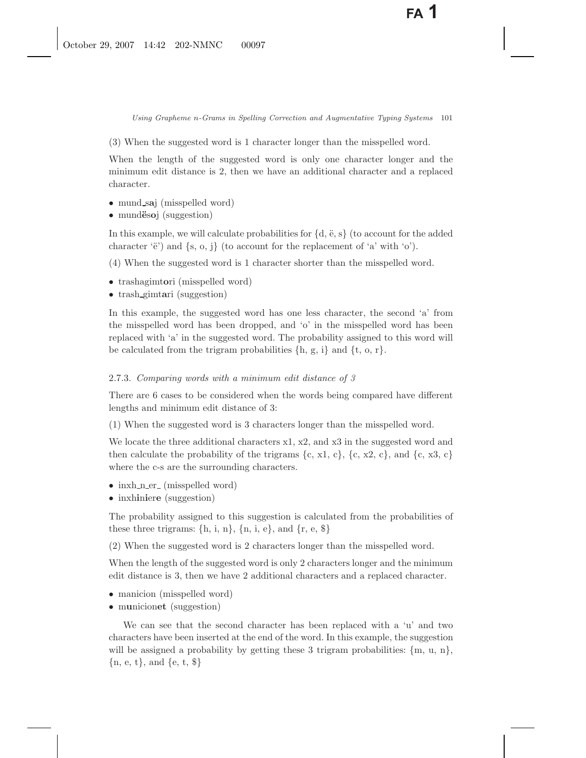(3) When the suggested word is 1 character longer than the misspelled word.

When the length of the suggested word is only one character longer and the minimum edit distance is 2, then we have an additional character and a replaced character.

- mund_s**a**j (misspelled word)
- mund**ë**s**o**j (suggestion)

In this example, we will calculate probabilities for {d, ë, s} (to account for the added character 'ë') and {s, o, j} (to account for the replacement of 'a' with 'o').

(4) When the suggested word is 1 character shorter than the misspelled word.

- trashagimt**o**ri (misspelled word)
- trash_gimt**a**ri (suggestion)

In this example, the suggested word has one less character, the second 'a' from the misspelled word has been dropped, and 'o' in the misspelled word has been replaced with 'a' in the suggested word. The probability assigned to this word will be calculated from the trigram probabilities {h, g, i} and {t, o, r}.

### 2.7.3. *Comparing words with a minimum edit distance of 3*

There are 6 cases to be considered when the words being compared have different lengths and minimum edit distance of 3:

(1) When the suggested word is 3 characters longer than the misspelled word.

We locate the three additional characters x1, x2, and x3 in the suggested word and then calculate the probability of the trigrams {c, x1, c}, {c, x2, c}, and {c, x3, c} where the c-s are the surrounding characters.

- inxh_n_er_ (misspelled word)
- inxh**i**n**i**er**e** (suggestion)

The probability assigned to this suggestion is calculated from the probabilities of these three trigrams: {h, i, n}, {n, i, e}, and {r, e, $}

(2) When the suggested word is 2 characters longer than the misspelled word.

When the length of the suggested word is only 2 characters longer and the minimum edit distance is 3, then we have 2 additional characters and a replaced character.

- manicion (misspelled word)
- m**u**nicion**et** (suggestion)

We can see that the second character has been replaced with a 'u' and two characters have been inserted at the end of the word. In this example, the suggestion will be assigned a probability by getting these 3 trigram probabilities: {m, u, n}, {n, e, t}, and {e, t, $}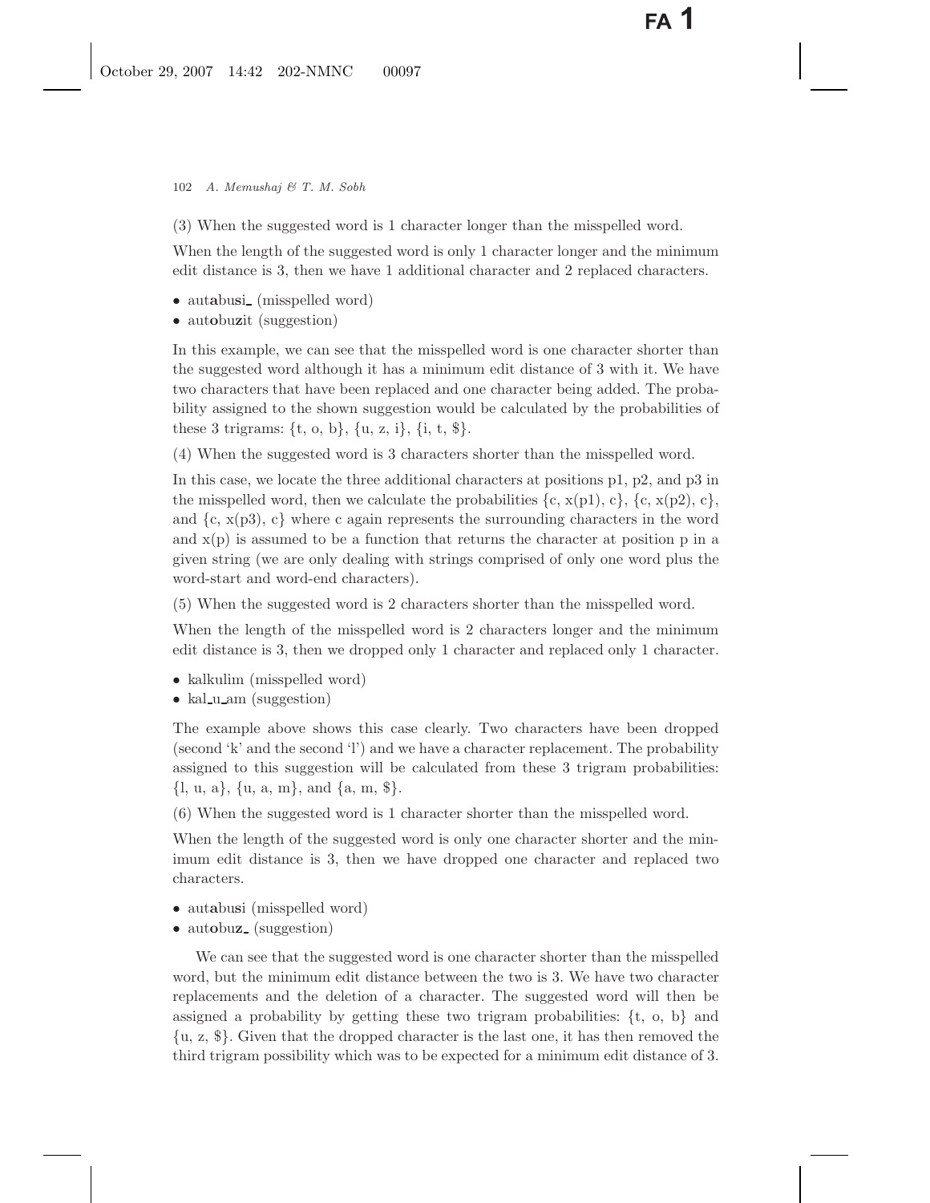(3) When the suggested word is 1 character longer than the misspelled word.

When the length of the suggested word is only 1 character longer and the minimum edit distance is 3, then we have 1 additional character and 2 replaced characters.

- aut**a**bu**s**i_ (misspelled word)
- aut**o**bu**z**it (suggestion)

In this example, we can see that the misspelled word is one character shorter than the suggested word although it has a minimum edit distance of 3 with it. We have two characters that have been replaced and one character being added. The probability assigned to the shown suggestion would be calculated by the probabilities of these 3 trigrams: {t, o, b}, {u, z, i}, {i, t, $}.

(4) When the suggested word is 3 characters shorter than the misspelled word.

In this case, we locate the three additional characters at positions p1, p2, and p3 in the misspelled word, then we calculate the probabilities {c, x(p1), c}, {c, x(p2), c}, and {c, x(p3), c} where c again represents the surrounding characters in the word and x(p) is assumed to be a function that returns the character at position p in a given string (we are only dealing with strings comprised of only one word plus the word-start and word-end characters).

(5) When the suggested word is 2 characters shorter than the misspelled word.

When the length of the misspelled word is 2 characters longer and the minimum edit distance is 3, then we dropped only 1 character and replaced only 1 character.

- kalkulim (misspelled word)
- kal_u_am (suggestion)

The example above shows this case clearly. Two characters have been dropped (second 'k' and the second 'l') and we have a character replacement. The probability assigned to this suggestion will be calculated from these 3 trigram probabilities: {l, u, a}, {u, a, m}, and {a, m, $}.

(6) When the suggested word is 1 character shorter than the misspelled word.

When the length of the suggested word is only one character shorter and the minimum edit distance is 3, then we have dropped one character and replaced two characters.

- aut**a**bu**s**i (misspelled word)
- aut**o**bu**z**_ (suggestion)

We can see that the suggested word is one character shorter than the misspelled word, but the minimum edit distance between the two is 3. We have two character replacements and the deletion of a character. The suggested word will then be assigned a probability by getting these two trigram probabilities: {t, o, b} and {u, z, $}. Given that the dropped character is the last one, it has then removed the third trigram possibility which was to be expected for a minimum edit distance of 3.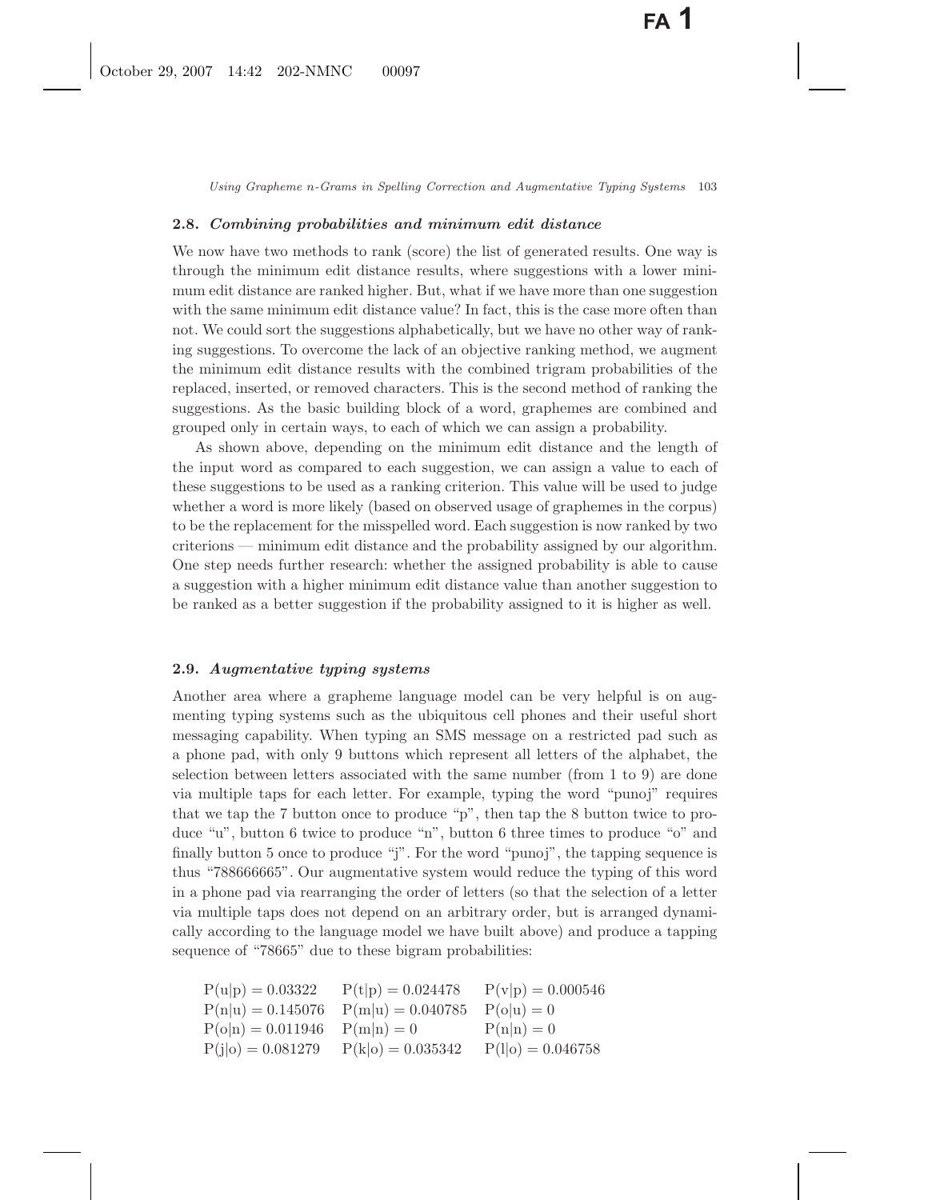### 2.8. *Combining probabilities and minimum edit distance*

We now have two methods to rank (score) the list of generated results. One way is through the minimum edit distance results, where suggestions with a lower minimum edit distance are ranked higher. But, what if we have more than one suggestion with the same minimum edit distance value? In fact, this is the case more often than not. We could sort the suggestions alphabetically, but we have no other way of ranking suggestions. To overcome the lack of an objective ranking method, we augment the minimum edit distance results with the combined trigram probabilities of the replaced, inserted, or removed characters. This is the second method of ranking the suggestions. As the basic building block of a word, graphemes are combined and grouped only in certain ways, to each of which we can assign a probability.

As shown above, depending on the minimum edit distance and the length of the input word as compared to each suggestion, we can assign a value to each of these suggestions to be used as a ranking criterion. This value will be used to judge whether a word is more likely (based on observed usage of graphemes in the corpus) to be the replacement for the misspelled word. Each suggestion is now ranked by two criterions — minimum edit distance and the probability assigned by our algorithm. One step needs further research: whether the assigned probability is able to cause a suggestion with a higher minimum edit distance value than another suggestion to be ranked as a better suggestion if the probability assigned to it is higher as well.

### 2.9. *Augmentative typing systems*

Another area where a grapheme language model can be very helpful is on augmenting typing systems such as the ubiquitous cell phones and their useful short messaging capability. When typing an SMS message on a restricted pad such as a phone pad, with only 9 buttons which represent all letters of the alphabet, the selection between letters associated with the same number (from 1 to 9) are done via multiple taps for each letter. For example, typing the word "punoj" requires that we tap the 7 button once to produce "p", then tap the 8 button twice to produce "u", button 6 twice to produce "n", button 6 three times to produce "o" and finally button 5 once to produce "j". For the word "punoj", the tapping sequence is thus "788666665". Our augmentative system would reduce the typing of this word in a phone pad via rearranging the order of letters (so that the selection of a letter via multiple taps does not depend on an arbitrary order, but is arranged dynamically according to the language model we have built above) and produce a tapping sequence of "78665" due to these bigram probabilities:

$P(u|p) = 0.03322$  $P(t|p) = 0.024478$  $P(v|p) = 0.000546$
$P(n|u) = 0.145076$  $P(m|u) = 0.040785$  $P(o|u) = 0$
$P(o|n) = 0.011946$  $P(m|n) = 0$  $P(n|n) = 0$
$P(j|o) = 0.081279$  $P(k|o) = 0.035342$  $P(l|o) = 0.046758$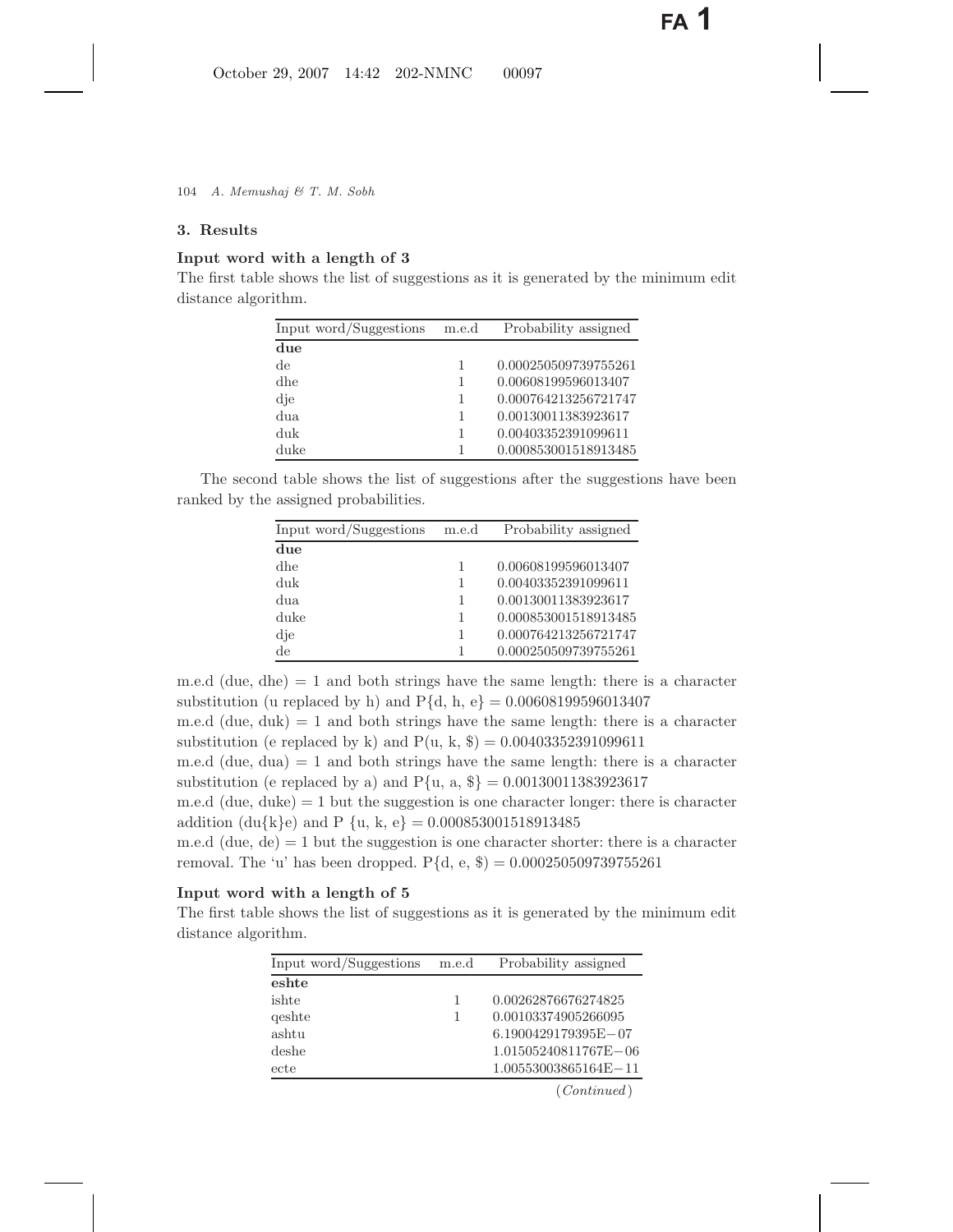## 3. Results

### Input word with a length of 3

The first table shows the list of suggestions as it is generated by the minimum edit distance algorithm.

| Input word/Suggestions | m.e.d | Probability assigned |
|---|---|---|
| **due** | | |
| de | 1 | 0.000250509739755261 |
| dhe | 1 | 0.00608199596013407 |
| dje | 1 | 0.000764213256721747 |
| dua | 1 | 0.00130011383923617 |
| duk | 1 | 0.00403352391099611 |
| duke | 1 | 0.000853001518913485 |

The second table shows the list of suggestions after the suggestions have been ranked by the assigned probabilities.

| Input word/Suggestions | m.e.d | Probability assigned |
|---|---|---|
| **due** | | |
| dhe | 1 | 0.00608199596013407 |
| duk | 1 | 0.00403352391099611 |
| dua | 1 | 0.00130011383923617 |
| duke | 1 | 0.000853001518913485 |
| dje | 1 | 0.000764213256721747 |
| de | 1 | 0.000250509739755261 |

m.e.d (due, dhe) = 1 and both strings have the same length: there is a character substitution (u replaced by h) and P{d, h, e} = 0.00608199596013407
m.e.d (due, duk) = 1 and both strings have the same length: there is a character substitution (e replaced by k) and P(u, k, \$) = 0.00403352391099611
m.e.d (due, dua) = 1 and both strings have the same length: there is a character substitution (e replaced by a) and P{u, a, \$} = 0.00130011383923617
m.e.d (due, duke) = 1 but the suggestion is one character longer: there is character addition (du{k}e) and P {u, k, e} = 0.000853001518913485
m.e.d (due, de) = 1 but the suggestion is one character shorter: there is a character removal. The 'u' has been dropped. P{d, e, \$) = 0.000250509739755261

### Input word with a length of 5

The first table shows the list of suggestions as it is generated by the minimum edit distance algorithm.

| Input word/Suggestions | m.e.d | Probability assigned |
|---|---|---|
| **eshte** | | |
| ishte | 1 | 0.00262876676274825 |
| qeshte | 1 | 0.00103374905266095 |
| ashtu | | 6.1900429179395E−07 |
| deshe | | 1.01505240811767E−06 |
| ecte | | 1.00553003865164E−11 |

(*Continued*)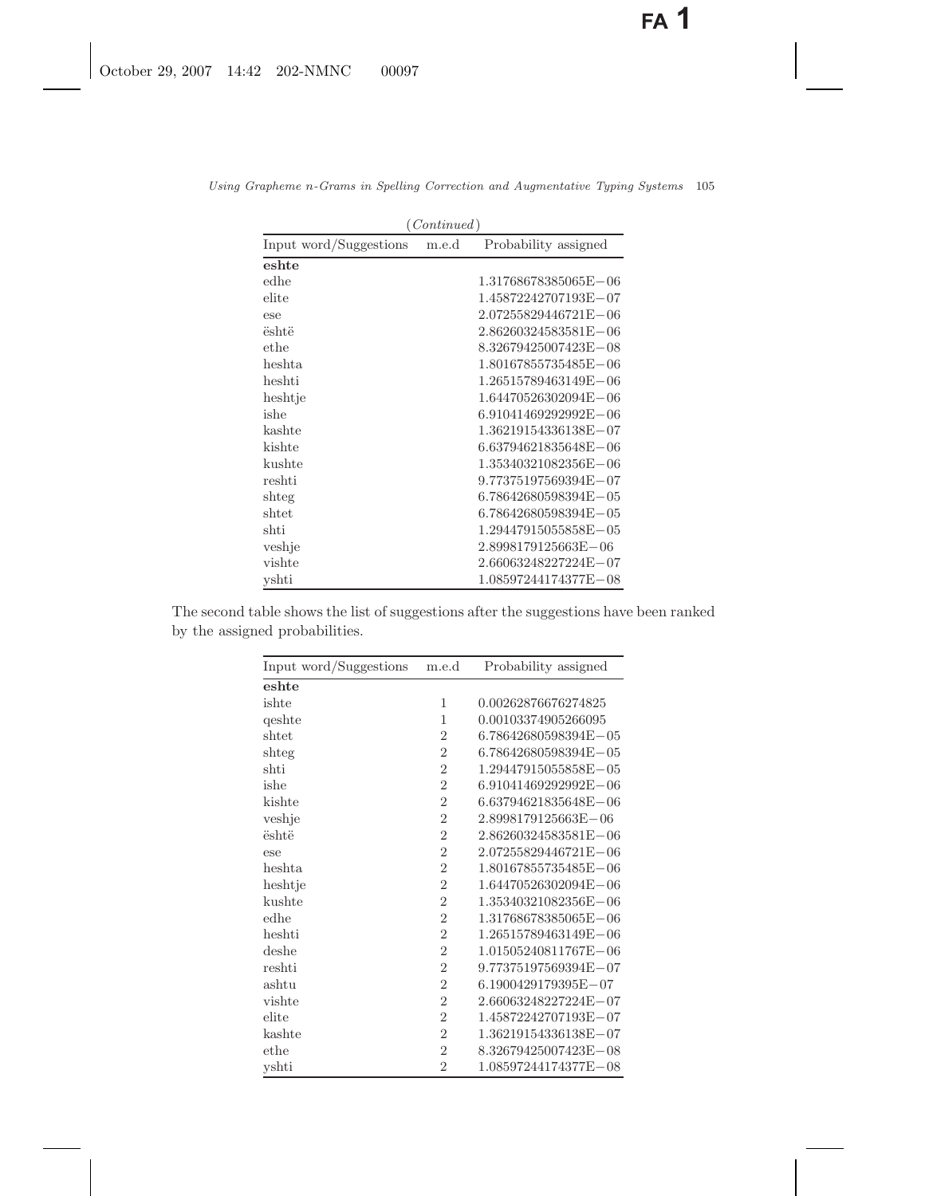(*Continued*)

| Input word/Suggestions | m.e.d | Probability assigned |
|---|---|---|
| **eshte** | | |
| edhe | | 1.31768678385065E−06 |
| elite | | 1.45872242707193E−07 |
| ese | | 2.07255829446721E−06 |
| është | | 2.86260324583581E−06 |
| ethe | | 8.32679425007423E−08 |
| heshta | | 1.80167855735485E−06 |
| heshti | | 1.26515789463149E−06 |
| heshtje | | 1.64470526302094E−06 |
| ishe | | 6.91041469292992E−06 |
| kashte | | 1.36219154336138E−07 |
| kishte | | 6.63794621835648E−06 |
| kushte | | 1.35340321082356E−06 |
| reshti | | 9.77375197569394E−07 |
| shteg | | 6.78642680598394E−05 |
| shtet | | 6.78642680598394E−05 |
| shti | | 1.29447915055858E−05 |
| veshje | | 2.8998179125663E−06 |
| vishte | | 2.66063248227224E−07 |
| yshti | | 1.08597244174377E−08 |

The second table shows the list of suggestions after the suggestions have been ranked by the assigned probabilities.

| Input word/Suggestions | m.e.d | Probability assigned |
|---|---|---|
| **eshte** | | |
| ishte | 1 | 0.00262876676274825 |
| qeshte | 1 | 0.00103374905266095 |
| shtet | 2 | 6.78642680598394E−05 |
| shteg | 2 | 6.78642680598394E−05 |
| shti | 2 | 1.29447915055858E−05 |
| ishe | 2 | 6.91041469292992E−06 |
| kishte | 2 | 6.63794621835648E−06 |
| veshje | 2 | 2.8998179125663E−06 |
| është | 2 | 2.86260324583581E−06 |
| ese | 2 | 2.07255829446721E−06 |
| heshta | 2 | 1.80167855735485E−06 |
| heshtje | 2 | 1.64470526302094E−06 |
| kushte | 2 | 1.35340321082356E−06 |
| edhe | 2 | 1.31768678385065E−06 |
| heshti | 2 | 1.26515789463149E−06 |
| deshe | 2 | 1.01505240811767E−06 |
| reshti | 2 | 9.77375197569394E−07 |
| ashtu | 2 | 6.1900429179395E−07 |
| vishte | 2 | 2.66063248227224E−07 |
| elite | 2 | 1.45872242707193E−07 |
| kashte | 2 | 1.36219154336138E−07 |
| ethe | 2 | 8.32679425007423E−08 |
| yshti | 2 | 1.08597244174377E−08 |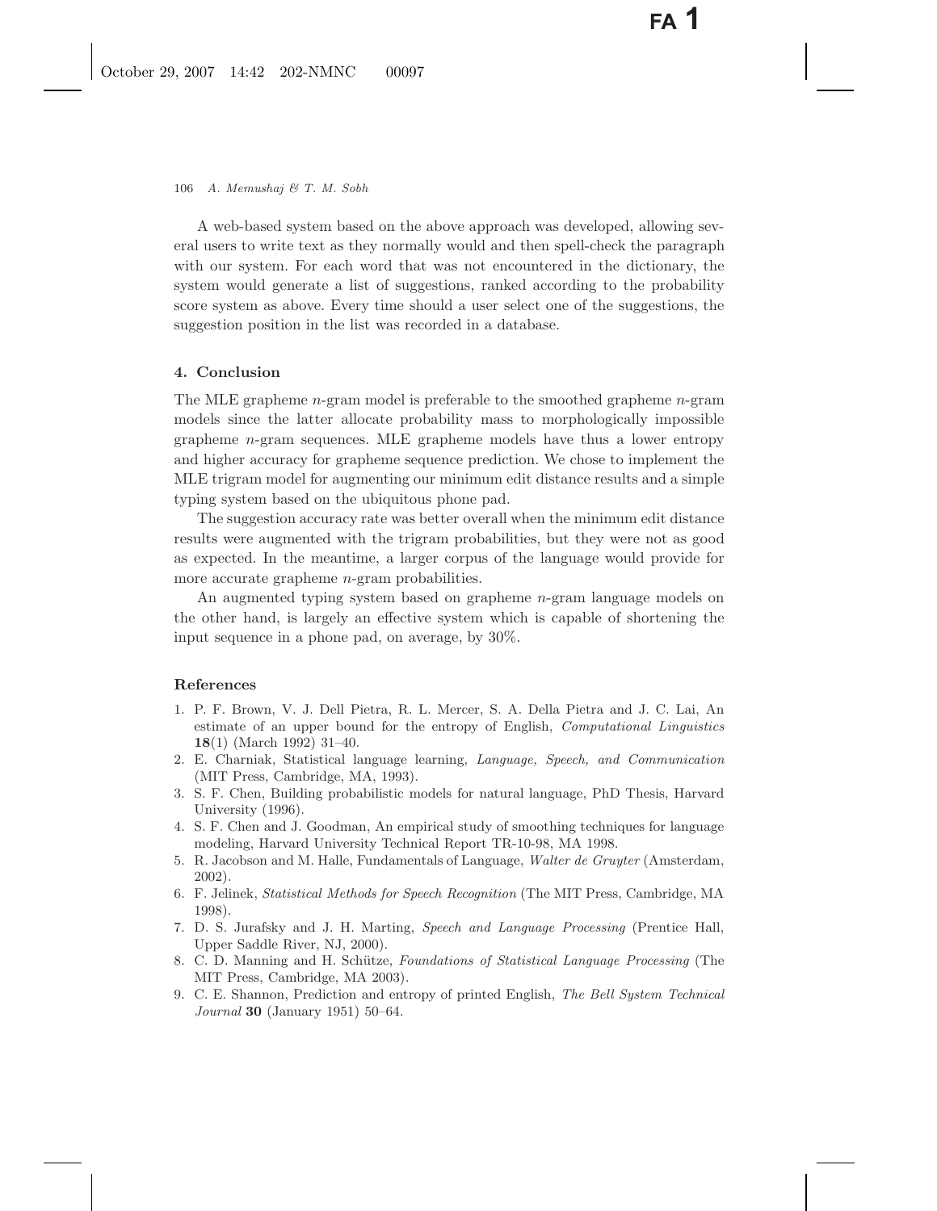A web-based system based on the above approach was developed, allowing several users to write text as they normally would and then spell-check the paragraph with our system. For each word that was not encountered in the dictionary, the system would generate a list of suggestions, ranked according to the probability score system as above. Every time should a user select one of the suggestions, the suggestion position in the list was recorded in a database.

## 4. Conclusion

The MLE grapheme $n$-gram model is preferable to the smoothed grapheme $n$-gram models since the latter allocate probability mass to morphologically impossible grapheme $n$-gram sequences. MLE grapheme models have thus a lower entropy and higher accuracy for grapheme sequence prediction. We chose to implement the MLE trigram model for augmenting our minimum edit distance results and a simple typing system based on the ubiquitous phone pad.

The suggestion accuracy rate was better overall when the minimum edit distance results were augmented with the trigram probabilities, but they were not as good as expected. In the meantime, a larger corpus of the language would provide for more accurate grapheme $n$-gram probabilities.

An augmented typing system based on grapheme $n$-gram language models on the other hand, is largely an effective system which is capable of shortening the input sequence in a phone pad, on average, by 30%.

## References

1. P. F. Brown, V. J. Dell Pietra, R. L. Mercer, S. A. Della Pietra and J. C. Lai, An estimate of an upper bound for the entropy of English, *Computational Linguistics* **18**(1) (March 1992) 31–40.
2. E. Charniak, Statistical language learning, *Language, Speech, and Communication* (MIT Press, Cambridge, MA, 1993).
3. S. F. Chen, Building probabilistic models for natural language, PhD Thesis, Harvard University (1996).
4. S. F. Chen and J. Goodman, An empirical study of smoothing techniques for language modeling, Harvard University Technical Report TR-10-98, MA 1998.
5. R. Jacobson and M. Halle, Fundamentals of Language, *Walter de Gruyter* (Amsterdam, 2002).
6. F. Jelinek, *Statistical Methods for Speech Recognition* (The MIT Press, Cambridge, MA 1998).
7. D. S. Jurafsky and J. H. Marting, *Speech and Language Processing* (Prentice Hall, Upper Saddle River, NJ, 2000).
8. C. D. Manning and H. Schütze, *Foundations of Statistical Language Processing* (The MIT Press, Cambridge, MA 2003).
9. C. E. Shannon, Prediction and entropy of printed English, *The Bell System Technical Journal* **30** (January 1951) 50–64.